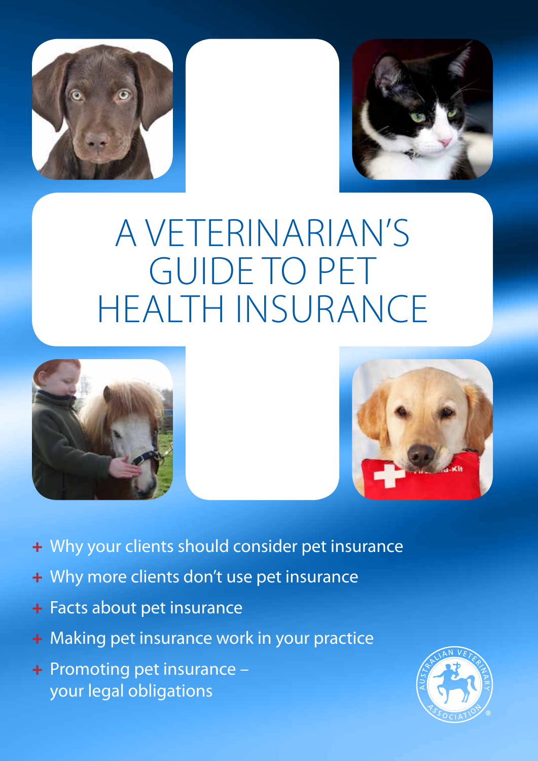# A VETERINARIAN'S GUIDE TO PET HEALTH INSURANCE

- Why your clients should consider pet insurance
- Why more clients don't use pet insurance
- Facts about pet insurance
- Making pet insurance work in your practice
- Promoting pet insurance – your legal obligations

AUSTRALIAN VETERINARY ASSOCIATION®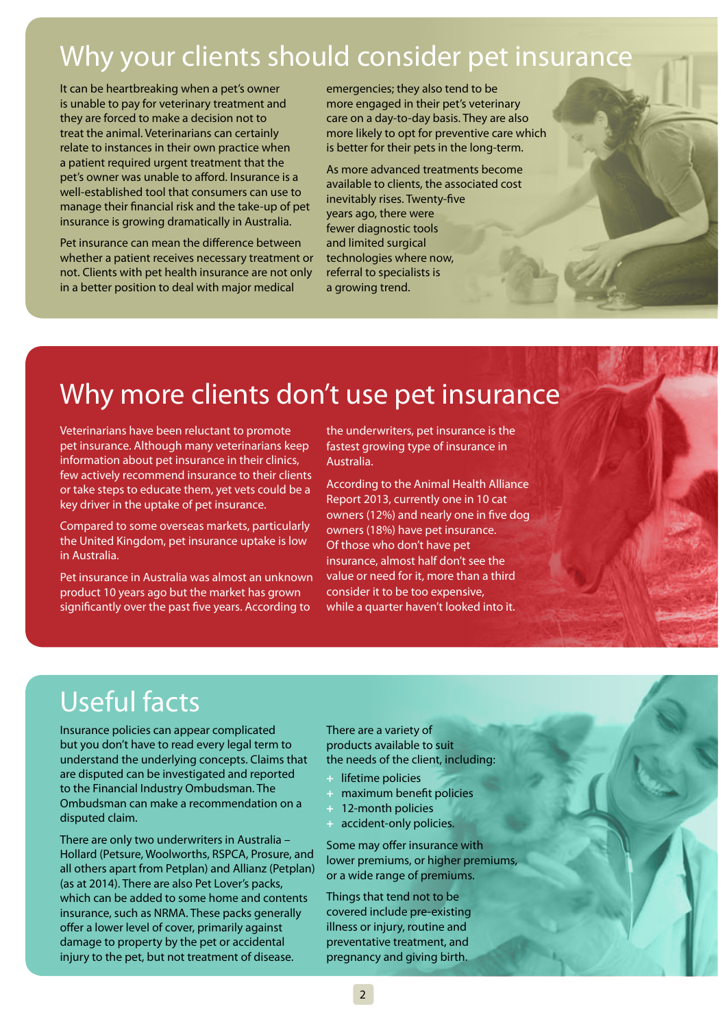## Why your clients should consider pet insurance

It can be heartbreaking when a pet's owner is unable to pay for veterinary treatment and they are forced to make a decision not to treat the animal. Veterinarians can certainly relate to instances in their own practice when a patient required urgent treatment that the pet's owner was unable to afford. Insurance is a well-established tool that consumers can use to manage their financial risk and the take-up of pet insurance is growing dramatically in Australia.

Pet insurance can mean the difference between whether a patient receives necessary treatment or not. Clients with pet health insurance are not only in a better position to deal with major medical emergencies; they also tend to be more engaged in their pet's veterinary care on a day-to-day basis. They are also more likely to opt for preventive care which is better for their pets in the long-term.

As more advanced treatments become available to clients, the associated cost inevitably rises. Twenty-five years ago, there were fewer diagnostic tools and limited surgical technologies where now, referral to specialists is a growing trend.

## Why more clients don't use pet insurance

Veterinarians have been reluctant to promote pet insurance. Although many veterinarians keep information about pet insurance in their clinics, few actively recommend insurance to their clients or take steps to educate them, yet vets could be a key driver in the uptake of pet insurance.

Compared to some overseas markets, particularly the United Kingdom, pet insurance uptake is low in Australia.

Pet insurance in Australia was almost an unknown product 10 years ago but the market has grown significantly over the past five years. According to the underwriters, pet insurance is the fastest growing type of insurance in Australia.

According to the Animal Health Alliance Report 2013, currently one in 10 cat owners (12%) and nearly one in five dog owners (18%) have pet insurance. Of those who don't have pet insurance, almost half don't see the value or need for it, more than a third consider it to be too expensive, while a quarter haven't looked into it.

## Useful facts

Insurance policies can appear complicated but you don't have to read every legal term to understand the underlying concepts. Claims that are disputed can be investigated and referred to the Financial Industry Ombudsman. The Ombudsman can make a recommendation on a disputed claim.

There are only two underwriters in Australia – Hollard (Petsure, Woolworths, RSPCA, Prosure, and all others apart from Petplan) and Allianz (Petplan) (as at 2014). There are also Pet Lover's packs, which can be added to some home and contents insurance, such as NRMA. These packs generally offer a lower level of cover, primarily against damage to property by the pet or accidental injury to the pet, but not treatment of disease.

There are a variety of products available to suit the needs of the client, including:

- lifetime policies
- maximum benefit policies
- 12-month policies
- accident-only policies.

Some may offer insurance with lower premiums, or higher premiums, or a wide range of premiums.

Things that tend not to be covered include pre-existing illness or injury, routine and preventative treatment, and pregnancy and giving birth.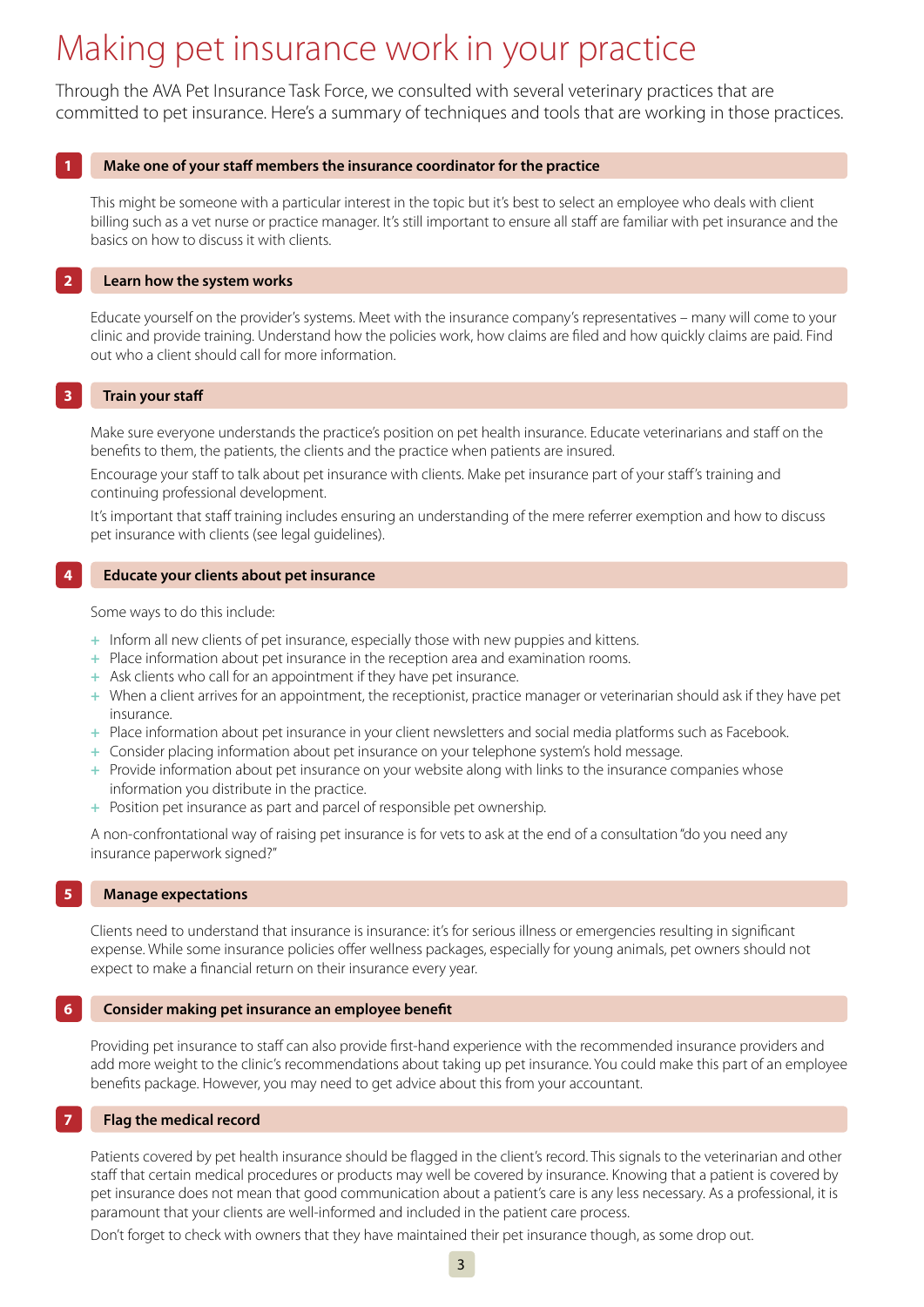# Making pet insurance work in your practice

Through the AVA Pet Insurance Task Force, we consulted with several veterinary practices that are committed to pet insurance. Here's a summary of techniques and tools that are working in those practices.

## 1 Make one of your staff members the insurance coordinator for the practice

This might be someone with a particular interest in the topic but it's best to select an employee who deals with client billing such as a vet nurse or practice manager. It's still important to ensure all staff are familiar with pet insurance and the basics on how to discuss it with clients.

## 2 Learn how the system works

Educate yourself on the provider's systems. Meet with the insurance company's representatives – many will come to your clinic and provide training. Understand how the policies work, how claims are filed and how quickly claims are paid. Find out who a client should call for more information.

## 3 Train your staff

Make sure everyone understands the practice's position on pet health insurance. Educate veterinarians and staff on the benefits to them, the patients, the clients and the practice when patients are insured.

Encourage your staff to talk about pet insurance with clients. Make pet insurance part of your staff's training and continuing professional development.

It's important that staff training includes ensuring an understanding of the mere referrer exemption and how to discuss pet insurance with clients (see legal guidelines).

## 4 Educate your clients about pet insurance

Some ways to do this include:

+ Inform all new clients of pet insurance, especially those with new puppies and kittens.
+ Place information about pet insurance in the reception area and examination rooms.
+ Ask clients who call for an appointment if they have pet insurance.
+ When a client arrives for an appointment, the receptionist, practice manager or veterinarian should ask if they have pet insurance.
+ Place information about pet insurance in your client newsletters and social media platforms such as Facebook.
+ Consider placing information about pet insurance on your telephone system's hold message.
+ Provide information about pet insurance on your website along with links to the insurance companies whose information you distribute in the practice.
+ Position pet insurance as part and parcel of responsible pet ownership.

A non-confrontational way of raising pet insurance is for vets to ask at the end of a consultation "do you need any insurance paperwork signed?"

## 5 Manage expectations

Clients need to understand that insurance is insurance: it's for serious illness or emergencies resulting in significant expense. While some insurance policies offer wellness packages, especially for young animals, pet owners should not expect to make a financial return on their insurance every year.

## 6 Consider making pet insurance an employee benefit

Providing pet insurance to staff can also provide first-hand experience with the recommended insurance providers and add more weight to the clinic's recommendations about taking up pet insurance. You could make this part of an employee benefits package. However, you may need to get advice about this from your accountant.

## 7 Flag the medical record

Patients covered by pet health insurance should be flagged in the client's record. This signals to the veterinarian and other staff that certain medical procedures or products may well be covered by insurance. Knowing that a patient is covered by pet insurance does not mean that good communication about a patient's care is any less necessary. As a professional, it is paramount that your clients are well-informed and included in the patient care process.

Don't forget to check with owners that they have maintained their pet insurance though, as some drop out.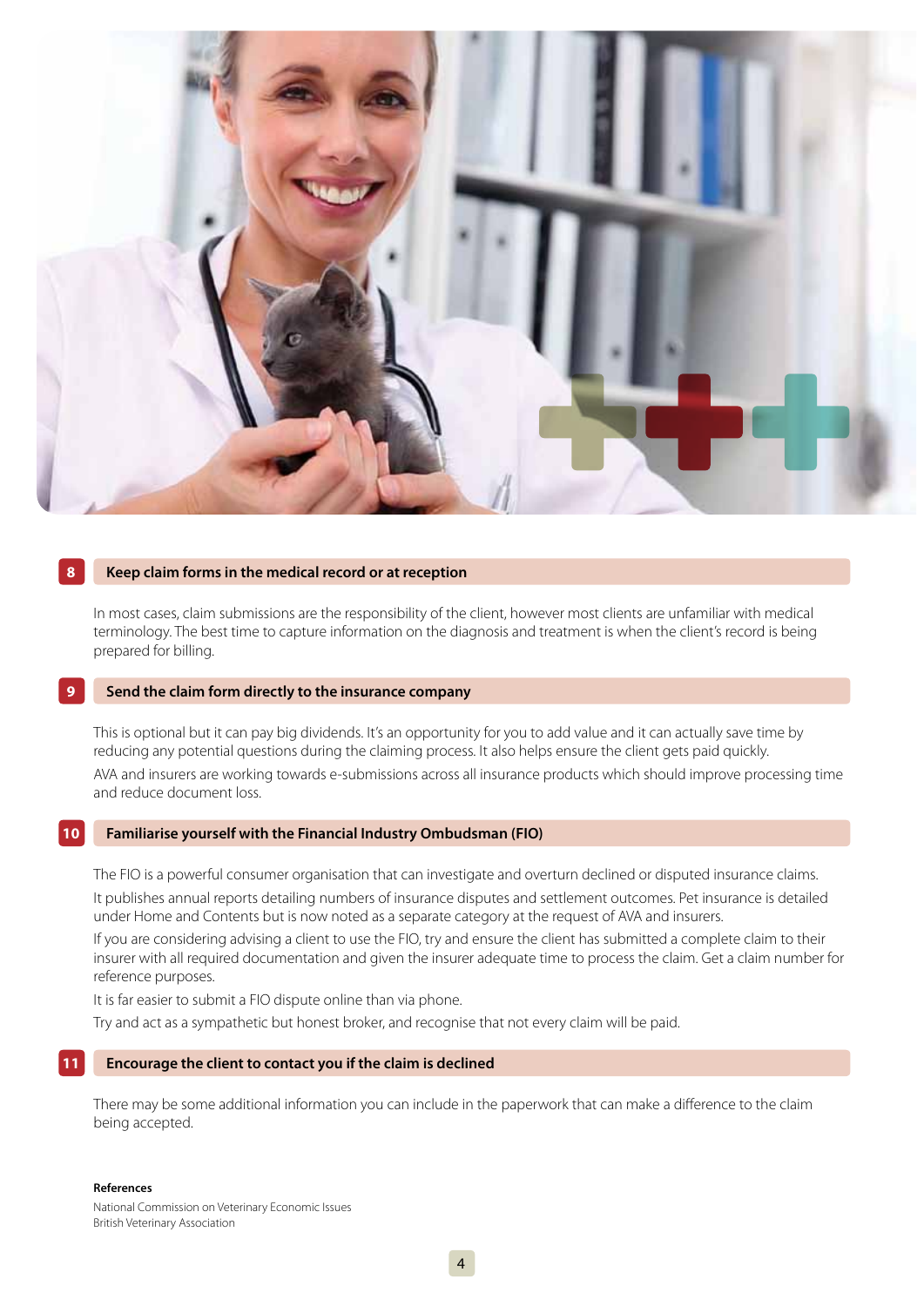## 8 Keep claim forms in the medical record or at reception

In most cases, claim submissions are the responsibility of the client, however most clients are unfamiliar with medical terminology. The best time to capture information on the diagnosis and treatment is when the client's record is being prepared for billing.

## 9 Send the claim form directly to the insurance company

This is optional but it can pay dividends. It's an opportunity for you to add value and it can actually save time by reducing any potential questions during the claiming process. It also helps ensure the client gets paid quickly.

AVA and insurers are working towards e-submissions across all insurance products which should improve processing time and reduce document loss.

## 10 Familiarise yourself with the Financial Industry Ombudsman (FIO)

The FIO is a powerful consumer organisation that can investigate and overturn declined or disputed insurance claims.

It publishes annual reports detailing numbers of insurance disputes and settlement outcomes. Pet insurance is detailed under Home and Contents but is now noted as a separate category at the request of AVA and insurers.

If you are considering advising a client to use the FIO, try and ensure the client has submitted a complete claim to their insurer with all required documentation and given the insurer adequate time to process the claim. Get a claim number for reference purposes.

It is far easier to submit a FIO dispute online than via phone.

Try and act as a sympathetic but honest broker, and recognise that not every claim will be paid.

## 11 Encourage the client to contact you if the claim is declined

There may be some additional information you can include in the paperwork that can make a difference to the claim being accepted.

**References**

National Commission on Veterinary Economic Issues
British Veterinary Association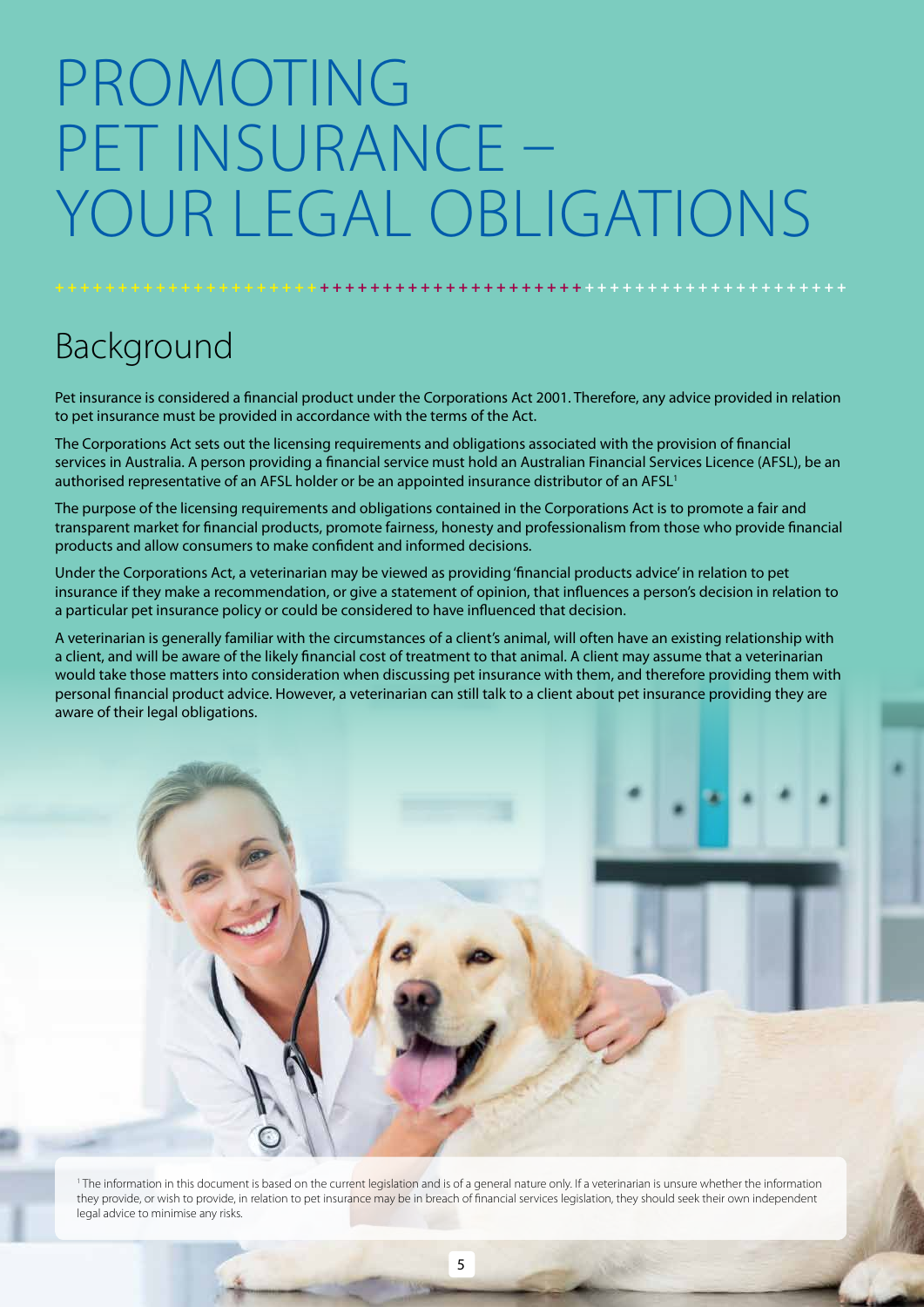# PROMOTING PET INSURANCE – YOUR LEGAL OBLIGATIONS

## Background

Pet insurance is considered a financial product under the Corporations Act 2001. Therefore, any advice provided in relation to pet insurance must be provided in accordance with the terms of the Act.

The Corporations Act sets out the licensing requirements and obligations associated with the provision of financial services in Australia. A person providing a financial service must hold an Australian Financial Services Licence (AFSL), be an authorised representative of an AFSL holder or be an appointed insurance distributor of an AFSL[1]

The purpose of the licensing requirements and obligations contained in the Corporations Act is to promote a fair and transparent market for financial products, promote fairness, honesty and professionalism from those who provide financial products and allow consumers to make confident and informed decisions.

Under the Corporations Act, a veterinarian may be viewed as providing 'financial products advice' in relation to pet insurance if they make a recommendation, or give a statement of opinion, that influences a person's decision in relation to a particular pet insurance policy or could be considered to have influenced that decision.

A veterinarian is generally familiar with the circumstances of a client's animal, will often have an existing relationship with a client, and will be aware of the likely financial cost of treatment to that animal. A client may assume that a veterinarian would take those matters into consideration when discussing pet insurance with them, and therefore providing them with personal financial product advice. However, a veterinarian can still talk to a client about pet insurance providing they are aware of their legal obligations.

[1] The information in this document is based on the current legislation and is of a general nature only. If a veterinarian is unsure whether the information they provide, or wish to provide, in relation to pet insurance may be in breach of financial services legislation, they should seek their own independent legal advice to minimise any risks.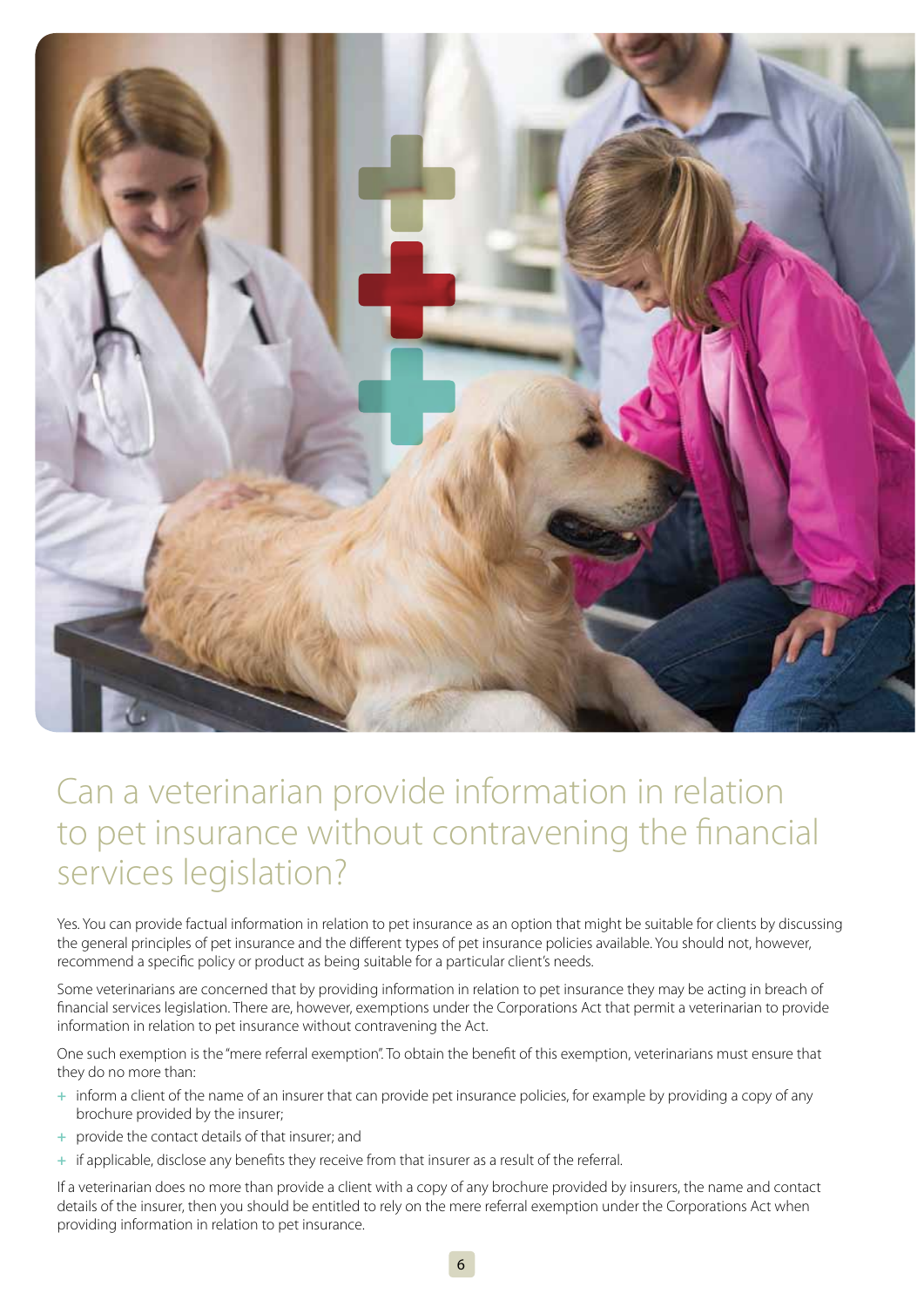# Can a veterinarian provide information in relation to pet insurance without contravening the financial services legislation?

Yes. You can provide factual information in relation to pet insurance as an option that might be suitable for clients by discussing the general principles of pet insurance and the different types of pet insurance policies available. You should not, however, recommend a specific policy or product as being suitable for a particular client's needs.

Some veterinarians are concerned that by providing information in relation to pet insurance they may be acting in breach of financial services legislation. There are, however, exemptions under the Corporations Act that permit a veterinarian to provide information in relation to pet insurance without contravening the Act.

One such exemption is the "mere referral exemption". To obtain the benefit of this exemption, veterinarians must ensure that they do no more than:

- inform a client of the name of an insurer that can provide pet insurance policies, for example by providing a copy of any brochure provided by the insurer;
- provide the contact details of that insurer; and
- if applicable, disclose any benefits they receive from that insurer as a result of the referral.

If a veterinarian does no more than provide a client with a copy of any brochure provided by insurers, the name and contact details of the insurer, then you should be entitled to rely on the mere referral exemption under the Corporations Act when providing information in relation to pet insurance.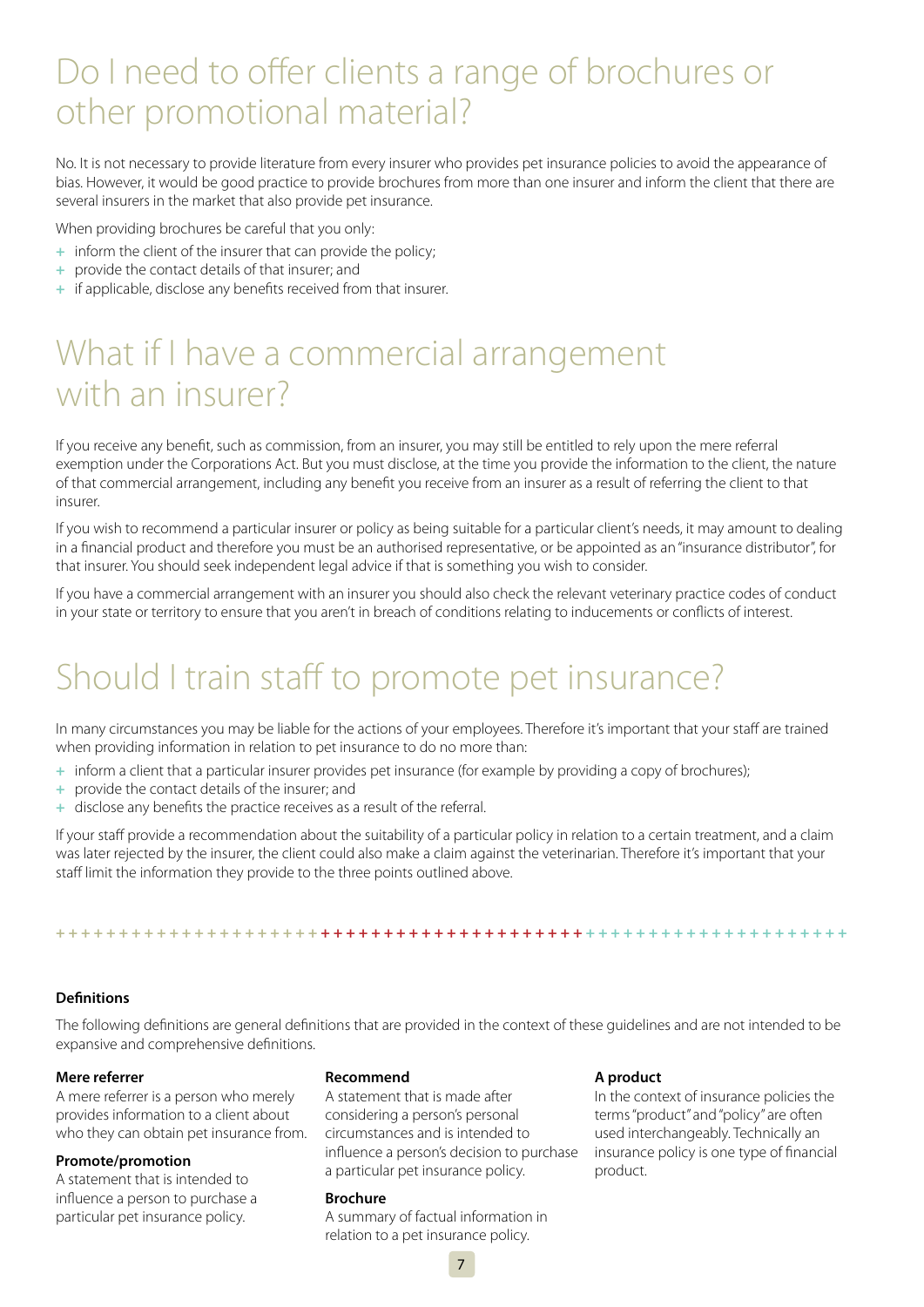# Do I need to offer clients a range of brochures or other promotional material?

No. It is not necessary to provide literature from every insurer who provides pet insurance policies to avoid the appearance of bias. However, it would be good practice to provide brochures from more than one insurer and inform the client that there are several insurers in the market that also provide pet insurance.

When providing brochures be careful that you only:

- inform the client of the insurer that can provide the policy;
- provide the contact details of that insurer; and
- if applicable, disclose any benefits received from that insurer.

# What if I have a commercial arrangement with an insurer?

If you receive any benefit, such as commission, from an insurer, you may still be entitled to rely upon the mere referral exemption under the Corporations Act. But you must disclose, at the time you provide the information to the client, the nature of that commercial arrangement, including any benefit you receive from an insurer as a result of referring the client to that insurer.

If you wish to recommend a particular insurer or policy as being suitable for a particular client's needs, it may amount to dealing in a financial product and therefore you must be an authorised representative, or be appointed as an "insurance distributor", for that insurer. You should seek independent legal advice if that is something you wish to consider.

If you have a commercial arrangement with an insurer you should also check the relevant veterinary practice codes of conduct in your state or territory to ensure that you aren't in breach of conditions relating to inducements or conflicts of interest.

# Should I train staff to promote pet insurance?

In many circumstances you may be liable for the actions of your employees. Therefore it's important that your staff are trained when providing information in relation to pet insurance to do no more than:

- inform a client that a particular insurer provides pet insurance (for example by providing a copy of brochures);
- provide the contact details of the insurer; and
- disclose any benefits the practice receives as a result of the referral.

If your staff provide a recommendation about the suitability of a particular policy in relation to a certain treatment, and a claim was later rejected by the insurer, the client could also make a claim against the veterinarian. Therefore it's important that your staff limit the information they provide to the three points outlined above.

### Definitions

The following definitions are general definitions that are provided in the context of these guidelines and are not intended to be expansive and comprehensive definitions.

**Mere referrer**
A mere referrer is a person who merely provides information to a client about who they can obtain pet insurance from.

**Promote/promotion**
A statement that is intended to influence a person to purchase a particular pet insurance policy.

**Recommend**
A statement that is made after considering a person's personal circumstances and is intended to influence a person's decision to purchase a particular pet insurance policy.

**Brochure**
A summary of factual information in relation to a pet insurance policy.

**A product**
In the context of insurance policies the terms "product" and "policy" are often used interchangeably. Technically an insurance policy is one type of financial product.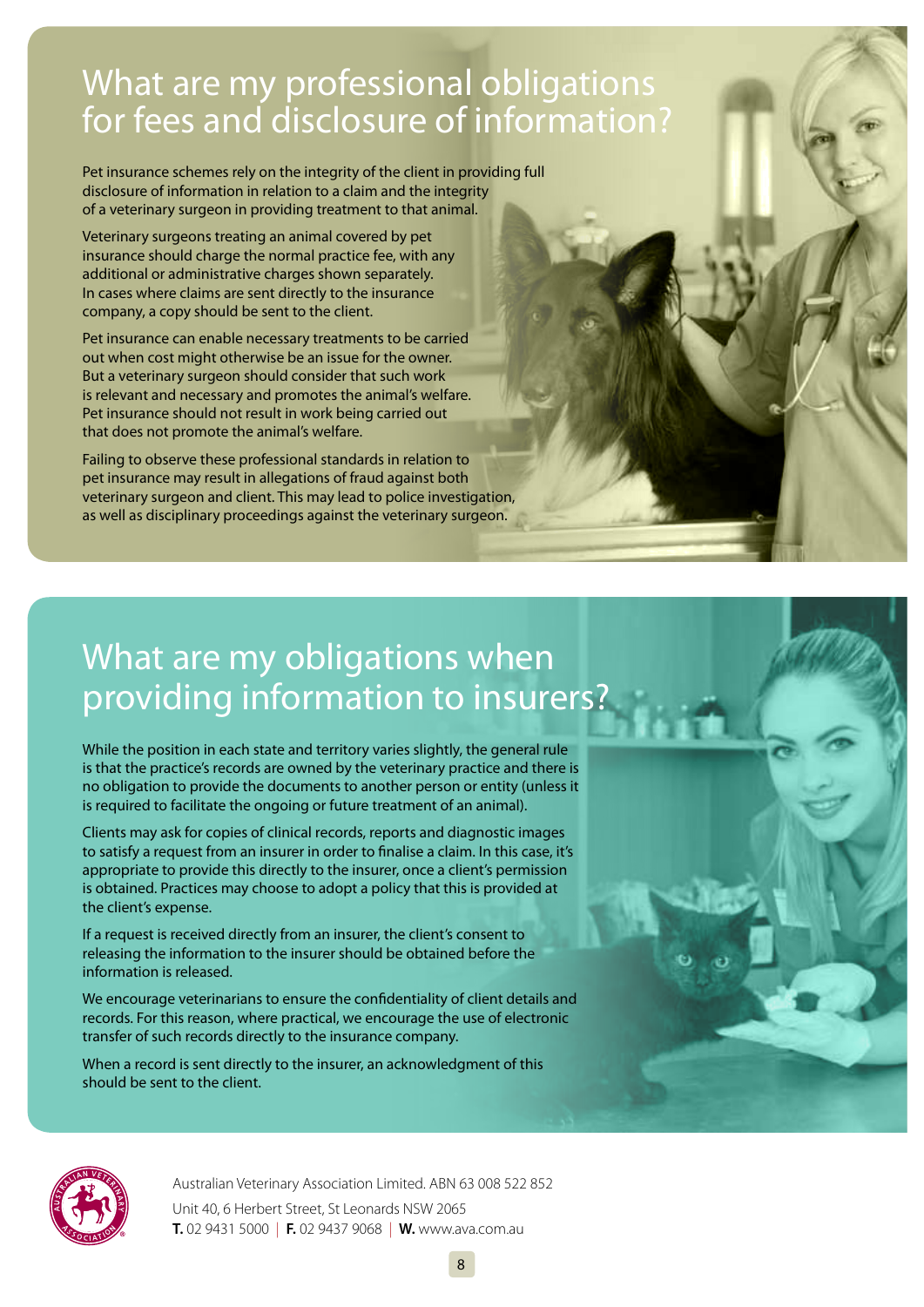## What are my professional obligations for fees and disclosure of information?

Pet insurance schemes rely on the integrity of the client in providing full disclosure of information in relation to a claim and the integrity of a veterinary surgeon in providing treatment to that animal.

Veterinary surgeons treating an animal covered by pet insurance should charge the normal practice fee, with any additional or administrative charges shown separately. In cases where claims are sent directly to the insurance company, a copy should be sent to the client.

Pet insurance can enable necessary treatments to be carried out when cost might otherwise be an issue for the owner. But a veterinary surgeon should consider that such work is relevant and necessary and promotes the animal's welfare. Pet insurance should not result in work being carried out that does not promote the animal's welfare.

Failing to observe these professional standards in relation to pet insurance may result in allegations of fraud against both veterinary surgeon and client. This may lead to police investigation, as well as disciplinary proceedings against the veterinary surgeon.

## What are my obligations when providing information to insurers?

While the position in each state and territory varies slightly, the general rule is that the practice's records are owned by the veterinary practice and there is no obligation to provide the documents to another person or entity (unless it is required to facilitate the ongoing or future treatment of an animal).

Clients may ask for copies of clinical records, reports and diagnostic images to satisfy a request from an insurer in order to finalise a claim. In this case, it's appropriate to provide this directly to the insurer, once a client's permission is obtained. Practices may choose to adopt a policy that this is provided at the client's expense.

If a request is received directly from an insurer, the client's consent to releasing the information to the insurer should be obtained before the information is released.

We encourage veterinarians to ensure the confidentiality of client details and records. For this reason, where practical, we encourage the use of electronic transfer of such records directly to the insurance company.

When a record is sent directly to the insurer, an acknowledgment of this should be sent to the client.

Australian Veterinary Association Limited. ABN 63 008 522 852

Unit 40, 6 Herbert Street, St Leonards NSW 2065

**T.** 02 9431 5000 | **F.** 02 9437 9068 | **W.** www.ava.com.au